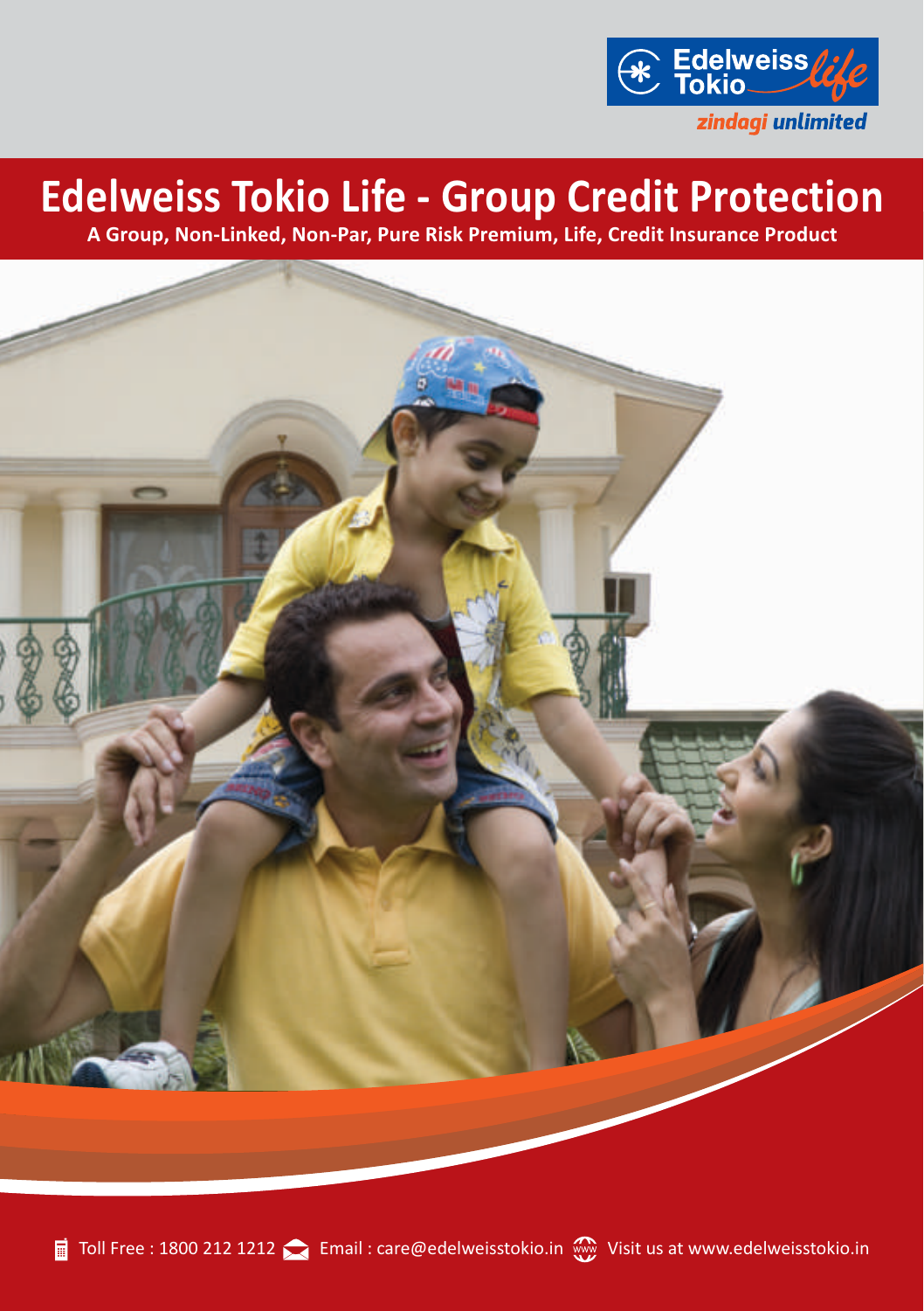Edelweiss Tokio life

*zindagi unlimited*

# Edelweiss Tokio Life - Group Credit Protection

**A Group, Non-Linked, Non-Par, Pure Risk Premium, Life, Credit Insurance Product**

Toll Free : 1800 212 1212 Email : care@edelweisstokio.in Visit us at www.edelweisstokio.in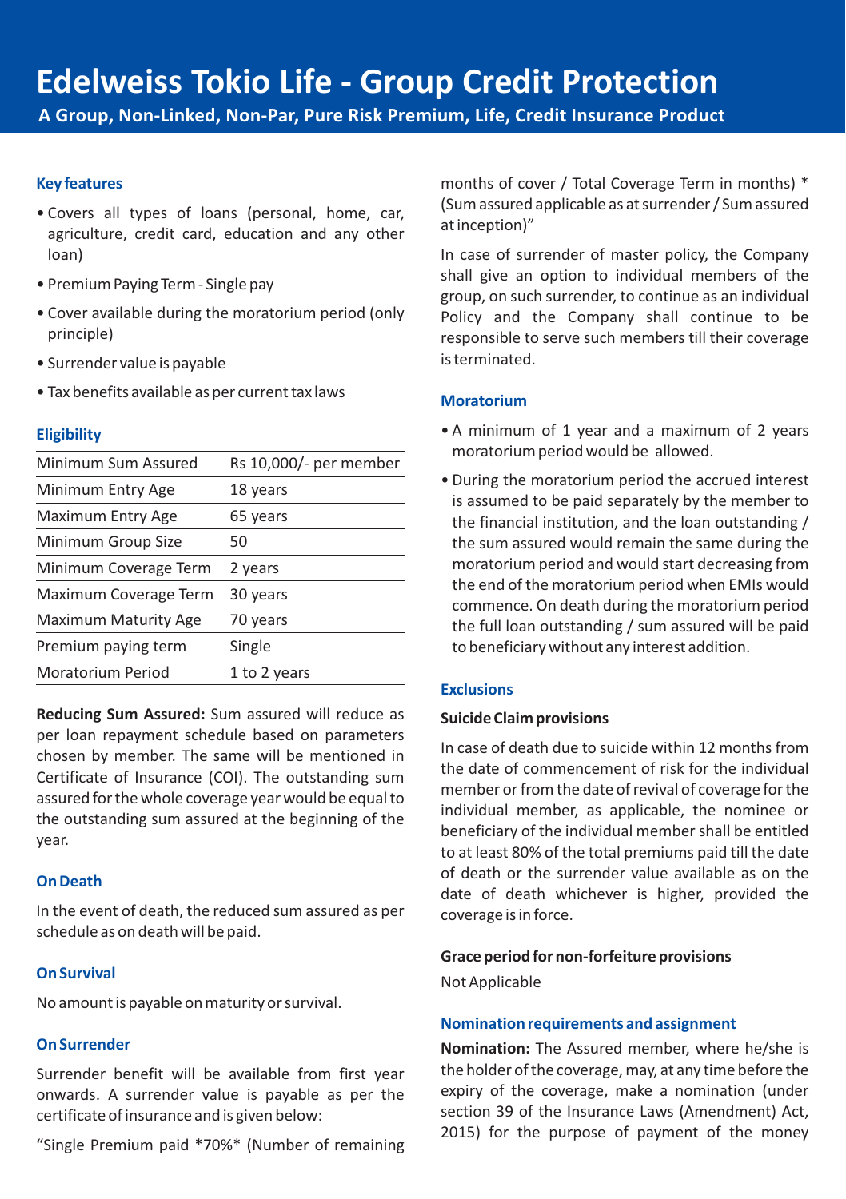# Edelweiss Tokio Life - Group Credit Protection

**A Group, Non-Linked, Non-Par, Pure Risk Premium, Life, Credit Insurance Product**

### Key features

- Covers all types of loans (personal, home, car, agriculture, credit card, education and any other loan)
- Premium Paying Term - Single pay
- Cover available during the moratorium period (only principle)
- Surrender value is payable
- Tax benefits available as per current tax laws

### Eligibility

| | |
|---|---|
| Minimum Sum Assured | Rs 10,000/- per member |
| Minimum Entry Age | 18 years |
| Maximum Entry Age | 65 years |
| Minimum Group Size | 50 |
| Minimum Coverage Term | 2 years |
| Maximum Coverage Term | 30 years |
| Maximum Maturity Age | 70 years |
| Premium paying term | Single |
| Moratorium Period | 1 to 2 years |

**Reducing Sum Assured:** Sum assured will reduce as per loan repayment schedule based on parameters chosen by member. The same will be mentioned in Certificate of Insurance (COI). The outstanding sum assured for the whole coverage year would be equal to the outstanding sum assured at the beginning of the year.

### On Death

In the event of death, the reduced sum assured as per schedule as on death will be paid.

### On Survival

No amount is payable on maturity or survival.

### On Surrender

Surrender benefit will be available from first year onwards. A surrender value is payable as per the certificate of insurance and is given below:

"Single Premium paid *70%* (Number of remaining months of cover / Total Coverage Term in months) * (Sum assured applicable as at surrender / Sum assured at inception)"

In case of surrender of master policy, the Company shall give an option to individual members of the group, on such surrender, to continue as an individual Policy and the Company shall continue to be responsible to serve such members till their coverage is terminated.

### Moratorium

- A minimum of 1 year and a maximum of 2 years moratorium period would be allowed.
- During the moratorium period the accrued interest is assumed to be paid separately by the member to the financial institution, and the loan outstanding / the sum assured would remain the same during the moratorium period and would start decreasing from the end of the moratorium period when EMIs would commence. On death during the moratorium period the full loan outstanding / sum assured will be paid to beneficiary without any interest addition.

### Exclusions

**Suicide Claim provisions**

In case of death due to suicide within 12 months from the date of commencement of risk for the individual member or from the date of revival of coverage for the individual member, as applicable, the nominee or beneficiary of the individual member shall be entitled to at least 80% of the total premiums paid till the date of death or the surrender value available as on the date of death whichever is higher, provided the coverage is in force.

**Grace period for non-forfeiture provisions**

Not Applicable

### Nomination requirements and assignment

**Nomination:** The Assured member, where he/she is the holder of the coverage, may, at any time before the expiry of the coverage, make a nomination (under section 39 of the Insurance Laws (Amendment) Act, 2015) for the purpose of payment of the money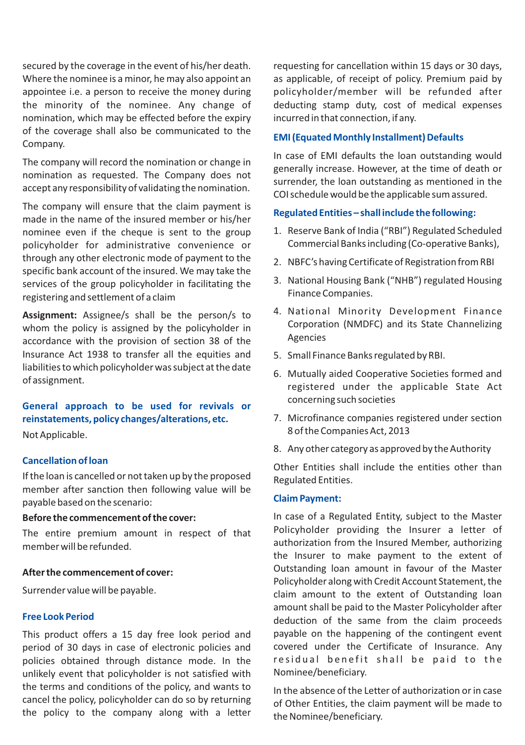secured by the coverage in the event of his/her death. Where the nominee is a minor, he may also appoint an appointee i.e. a person to receive the money during the minority of the nominee. Any change of nomination, which may be effected before the expiry of the coverage shall also be communicated to the Company.

The company will record the nomination or change in nomination as requested. The Company does not accept any responsibility of validating the nomination.

The company will ensure that the claim payment is made in the name of the insured member or his/her nominee even if the cheque is sent to the group policyholder for administrative convenience or through any other electronic mode of payment to the specific bank account of the insured. We may take the services of the group policyholder in facilitating the registering and settlement of a claim

**Assignment:** Assignee/s shall be the person/s to whom the policy is assigned by the policyholder in accordance with the provision of section 38 of the Insurance Act 1938 to transfer all the equities and liabilities to which policyholder was subject at the date of assignment.

### General approach to be used for revivals or reinstatements, policy changes/alterations, etc.

Not Applicable.

### Cancellation of loan

If the loan is cancelled or not taken up by the proposed member after sanction then following value will be payable based on the scenario:

**Before the commencement of the cover:**

The entire premium amount in respect of that member will be refunded.

**After the commencement of cover:**

Surrender value will be payable.

### Free Look Period

This product offers a 15 day free look period and period of 30 days in case of electronic policies and policies obtained through distance mode. In the unlikely event that policyholder is not satisfied with the terms and conditions of the policy, and wants to cancel the policy, policyholder can do so by returning the policy to the company along with a letter requesting for cancellation within 15 days or 30 days, as applicable, of receipt of policy. Premium paid by policyholder/member will be refunded after deducting stamp duty, cost of medical expenses incurred in that connection, if any.

### EMI (Equated Monthly Installment) Defaults

In case of EMI defaults the loan outstanding would generally increase. However, at the time of death or surrender, the loan outstanding as mentioned in the COI schedule would be the applicable sum assured.

### Regulated Entities – shall include the following:

1. Reserve Bank of India ("RBI") Regulated Scheduled Commercial Banks including (Co-operative Banks),
2. NBFC's having Certificate of Registration from RBI
3. National Housing Bank ("NHB") regulated Housing Finance Companies.
4. National Minority Development Finance Corporation (NMDFC) and its State Channelizing Agencies
5. Small Finance Banks regulated by RBI.
6. Mutually aided Cooperative Societies formed and registered under the applicable State Act concerning such societies
7. Microfinance companies registered under section 8 of the Companies Act, 2013
8. Any other category as approved by the Authority

Other Entities shall include the entities other than Regulated Entities.

### Claim Payment:

In case of a Regulated Entity, subject to the Master Policyholder providing the Insurer a letter of authorization from the Insured Member, authorizing the Insurer to make payment to the extent of Outstanding loan amount in favour of the Master Policyholder along with Credit Account Statement, the claim amount to the extent of Outstanding loan amount shall be paid to the Master Policyholder after deduction of the same from the claim proceeds payable on the happening of the contingent event covered under the Certificate of Insurance. Any residual benefit shall be paid to the Nominee/beneficiary.

In the absence of the Letter of authorization or in case of Other Entities, the claim payment will be made to the Nominee/beneficiary.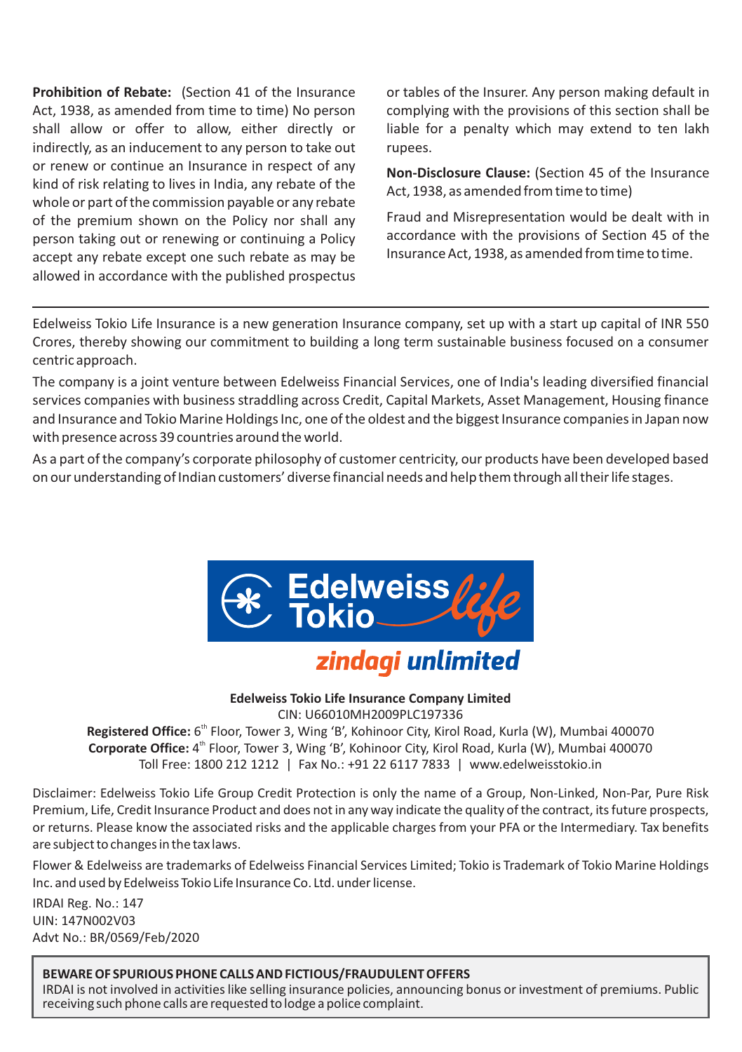**Prohibition of Rebate:** (Section 41 of the Insurance Act, 1938, as amended from time to time) No person shall allow or offer to allow, either directly or indirectly, as an inducement to any person to take out or renew or continue an Insurance in respect of any kind of risk relating to lives in India, any rebate of the whole or part of the commission payable or any rebate of the premium shown on the Policy nor shall any person taking out or renewing or continuing a Policy accept any rebate except one such rebate as may be allowed in accordance with the published prospectus or tables of the Insurer. Any person making default in complying with the provisions of this section shall be liable for a penalty which may extend to ten lakh rupees.

**Non-Disclosure Clause:** (Section 45 of the Insurance Act, 1938, as amended from time to time)

Fraud and Misrepresentation would be dealt with in accordance with the provisions of Section 45 of the Insurance Act, 1938, as amended from time to time.

---

Edelweiss Tokio Life Insurance is a new generation Insurance company, set up with a start up capital of INR 550 Crores, thereby showing our commitment to building a long term sustainable business focused on a consumer centric approach.

The company is a joint venture between Edelweiss Financial Services, one of India's leading diversified financial services companies with business straddling across Credit, Capital Markets, Asset Management, Housing finance and Insurance and Tokio Marine Holdings Inc, one of the oldest and the biggest Insurance companies in Japan now with presence across 39 countries around the world.

As a part of the company's corporate philosophy of customer centricity, our products have been developed based on our understanding of Indian customers' diverse financial needs and help them through all their life stages.

Edelweiss Tokio life

*zindagi unlimited*

**Edelweiss Tokio Life Insurance Company Limited**

CIN: U66010MH2009PLC197336

**Registered Office:** 6th Floor, Tower 3, Wing 'B', Kohinoor City, Kirol Road, Kurla (W), Mumbai 400070

**Corporate Office:** 4th Floor, Tower 3, Wing 'B', Kohinoor City, Kirol Road, Kurla (W), Mumbai 400070

Toll Free: 1800 212 1212 | Fax No.: +91 22 6117 7833 | www.edelweisstokio.in

Disclaimer: Edelweiss Tokio Life Group Credit Protection is only the name of a Group, Non-Linked, Non-Par, Pure Risk Premium, Life, Credit Insurance Product and does not in any way indicate the quality of the contract, its future prospects, or returns. Please know the associated risks and the applicable charges from your PFA or the Intermediary. Tax benefits are subject to changes in the tax laws.

Flower & Edelweiss are trademarks of Edelweiss Financial Services Limited; Tokio is Trademark of Tokio Marine Holdings Inc. and used by Edelweiss Tokio Life Insurance Co. Ltd. under license.

IRDAI Reg. No.: 147
UIN: 147N002V03
Advt No.: BR/0569/Feb/2020

**BEWARE OF SPURIOUS PHONE CALLS AND FICTIOUS/FRAUDULENT OFFERS**

IRDAI is not involved in activities like selling insurance policies, announcing bonus or investment of premiums. Public receiving such phone calls are requested to lodge a police complaint.